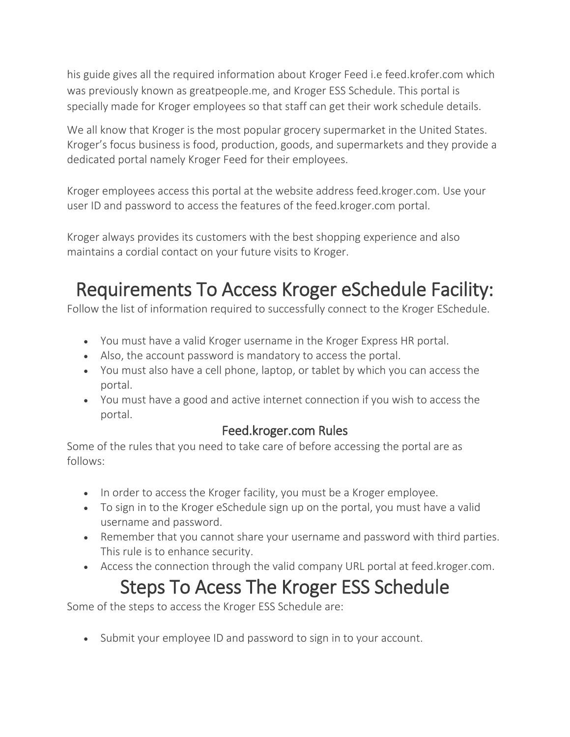his guide gives all the required information about Kroger Feed i.e feed.krofer.com which was previously known as greatpeople.me, and Kroger ESS Schedule. This portal is specially made for Kroger employees so that staff can get their work schedule details.

We all know that Kroger is the most popular grocery supermarket in the United States. Kroger's focus business is food, production, goods, and supermarkets and they provide a dedicated portal namely Kroger Feed for their employees.

Kroger employees access this portal at the website address feed.kroger.com. Use your user ID and password to access the features of the feed.kroger.com portal.

Kroger always provides its customers with the best shopping experience and also maintains a cordial contact on your future visits to Kroger.

# Requirements To Access Kroger eSchedule Facility:

Follow the list of information required to successfully connect to the Kroger ESchedule.

- You must have a valid Kroger username in the Kroger Express HR portal.
- Also, the account password is mandatory to access the portal.
- You must also have a cell phone, laptop, or tablet by which you can access the portal.
- You must have a good and active internet connection if you wish to access the portal.

## Feed.kroger.com Rules

Some of the rules that you need to take care of before accessing the portal are as follows:

- In order to access the Kroger facility, you must be a Kroger employee.
- To sign in to the Kroger eSchedule sign up on the portal, you must have a valid username and password.
- Remember that you cannot share your username and password with third parties. This rule is to enhance security.
- Access the connection through the valid company URL portal at feed.kroger.com.

# Steps To Acess The Kroger ESS Schedule

Some of the steps to access the Kroger ESS Schedule are:

- Submit your employee ID and password to sign in to your account.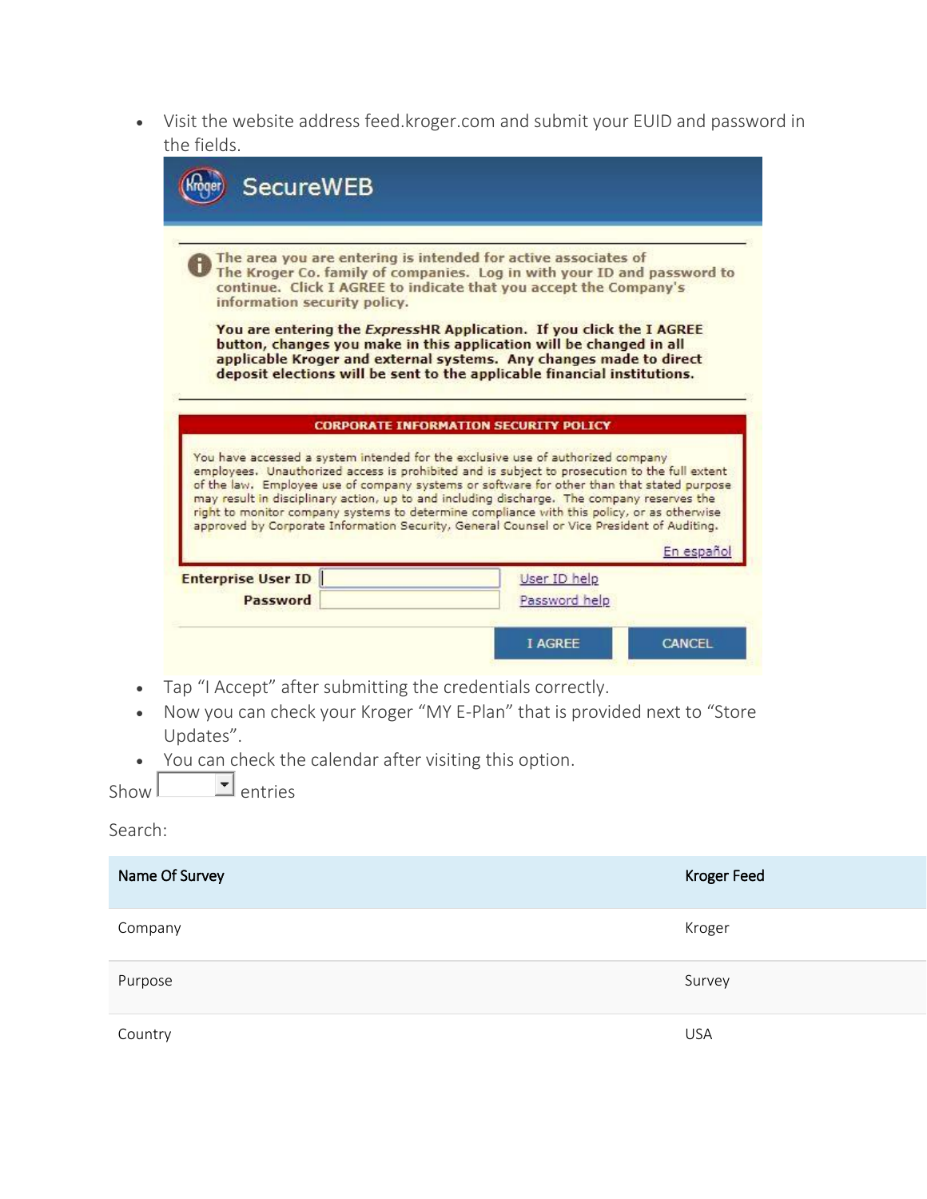- Visit the website address feed.kroger.com and submit your EUID and password in the fields.

SecureWEB

The area you are entering is intended for active associates of The Kroger Co. family of companies. Log in with your ID and password to continue. Click I AGREE to indicate that you accept the Company's information security policy.

**You are entering the *Express*HR Application. If you click the I AGREE button, changes you make in this application will be changed in all applicable Kroger and external systems. Any changes made to direct deposit elections will be sent to the applicable financial institutions.**

**CORPORATE INFORMATION SECURITY POLICY**

You have accessed a system intended for the exclusive use of authorized company employees. Unauthorized access is prohibited and is subject to prosecution to the full extent of the law. Employee use of company systems or software for other than that stated purpose may result in disciplinary action, up to and including discharge. The company reserves the right to monitor company systems to determine compliance with this policy, or as otherwise approved by Corporate Information Security, General Counsel or Vice President of Auditing.

En español

**Enterprise User ID** User ID help

**Password** Password help

I AGREE CANCEL

- Tap "I Accept" after submitting the credentials correctly.
- Now you can check your Kroger "MY E-Plan" that is provided next to "Store Updates".
- You can check the calendar after visiting this option.

Show entries

Search:

| Name Of Survey | Kroger Feed |
|---|---|
| Company | Kroger |
| Purpose | Survey |
| Country | USA |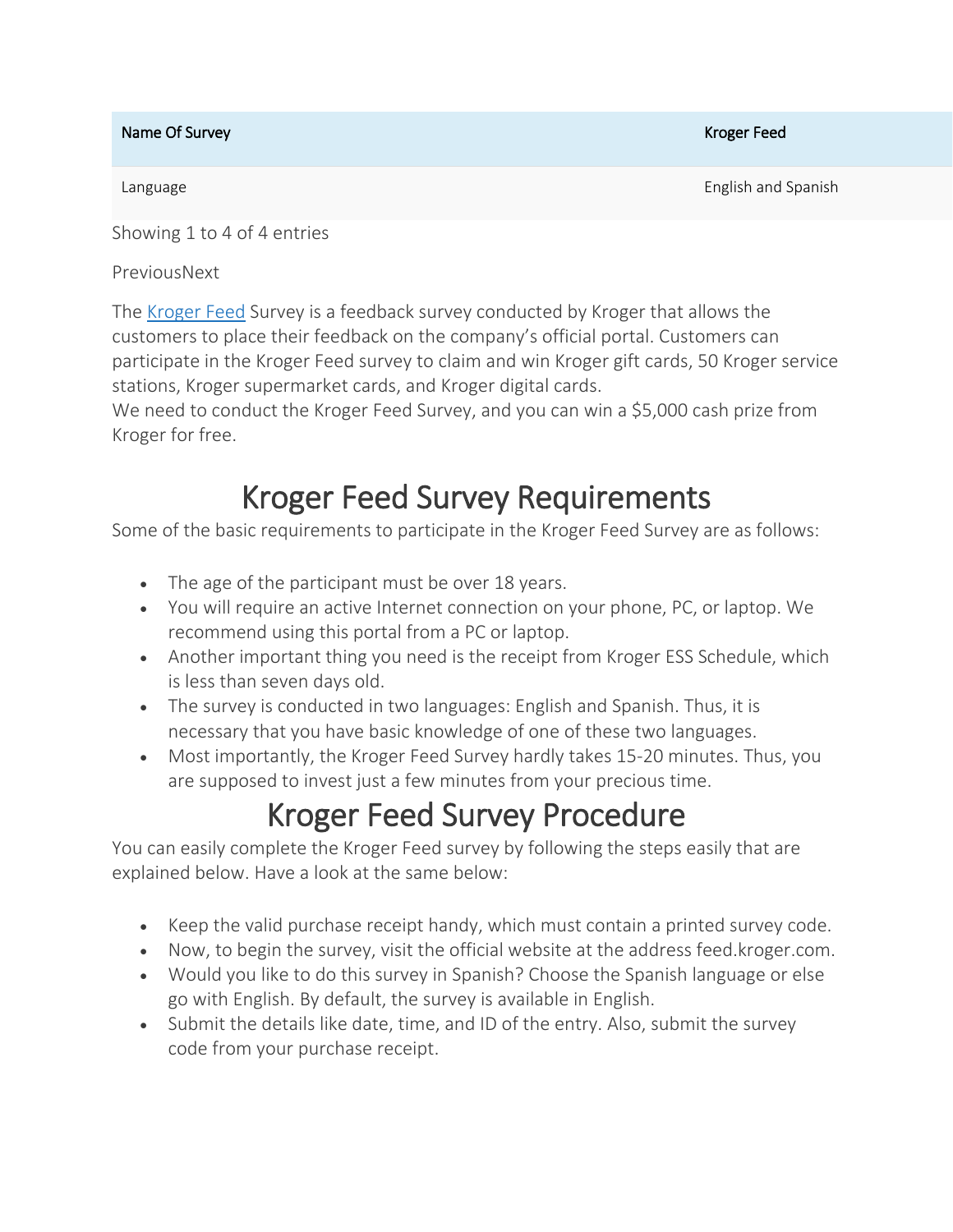| Name Of Survey | Kroger Feed |
|---|---|
| Language | English and Spanish |

Showing 1 to 4 of 4 entries

PreviousNext

The Kroger Feed Survey is a feedback survey conducted by Kroger that allows the customers to place their feedback on the company's official portal. Customers can participate in the Kroger Feed survey to claim and win Kroger gift cards, 50 Kroger service stations, Kroger supermarket cards, and Kroger digital cards.
We need to conduct the Kroger Feed Survey, and you can win a $5,000 cash prize from Kroger for free.

# Kroger Feed Survey Requirements

Some of the basic requirements to participate in the Kroger Feed Survey are as follows:

- The age of the participant must be over 18 years.
- You will require an active Internet connection on your phone, PC, or laptop. We recommend using this portal from a PC or laptop.
- Another important thing you need is the receipt from Kroger ESS Schedule, which is less than seven days old.
- The survey is conducted in two languages: English and Spanish. Thus, it is necessary that you have basic knowledge of one of these two languages.
- Most importantly, the Kroger Feed Survey hardly takes 15-20 minutes. Thus, you are supposed to invest just a few minutes from your precious time.

# Kroger Feed Survey Procedure

You can easily complete the Kroger Feed survey by following the steps easily that are explained below. Have a look at the same below:

- Keep the valid purchase receipt handy, which must contain a printed survey code.
- Now, to begin the survey, visit the official website at the address feed.kroger.com.
- Would you like to do this survey in Spanish? Choose the Spanish language or else go with English. By default, the survey is available in English.
- Submit the details like date, time, and ID of the entry. Also, submit the survey code from your purchase receipt.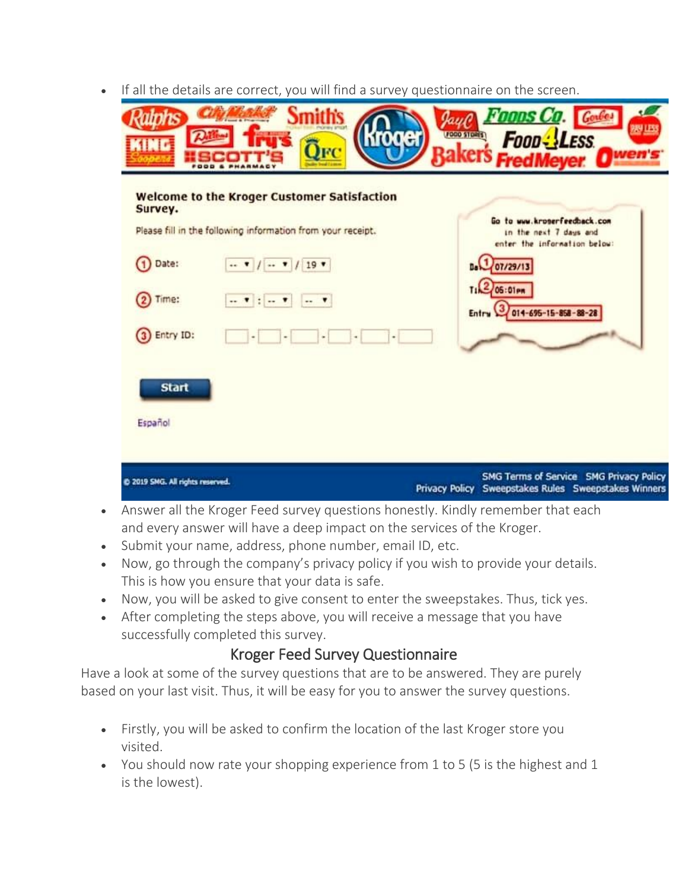- If all the details are correct, you will find a survey questionnaire on the screen.

- Answer all the Kroger Feed survey questions honestly. Kindly remember that each and every answer will have a deep impact on the services of the Kroger.
- Submit your name, address, phone number, email ID, etc.
- Now, go through the company's privacy policy if you wish to provide your details. This is how you ensure that your data is safe.
- Now, you will be asked to give consent to enter the sweepstakes. Thus, tick yes.
- After completing the steps above, you will receive a message that you have successfully completed this survey.

## Kroger Feed Survey Questionnaire

Have a look at some of the survey questions that are to be answered. They are purely based on your last visit. Thus, it will be easy for you to answer the survey questions.

- Firstly, you will be asked to confirm the location of the last Kroger store you visited.
- You should now rate your shopping experience from 1 to 5 (5 is the highest and 1 is the lowest).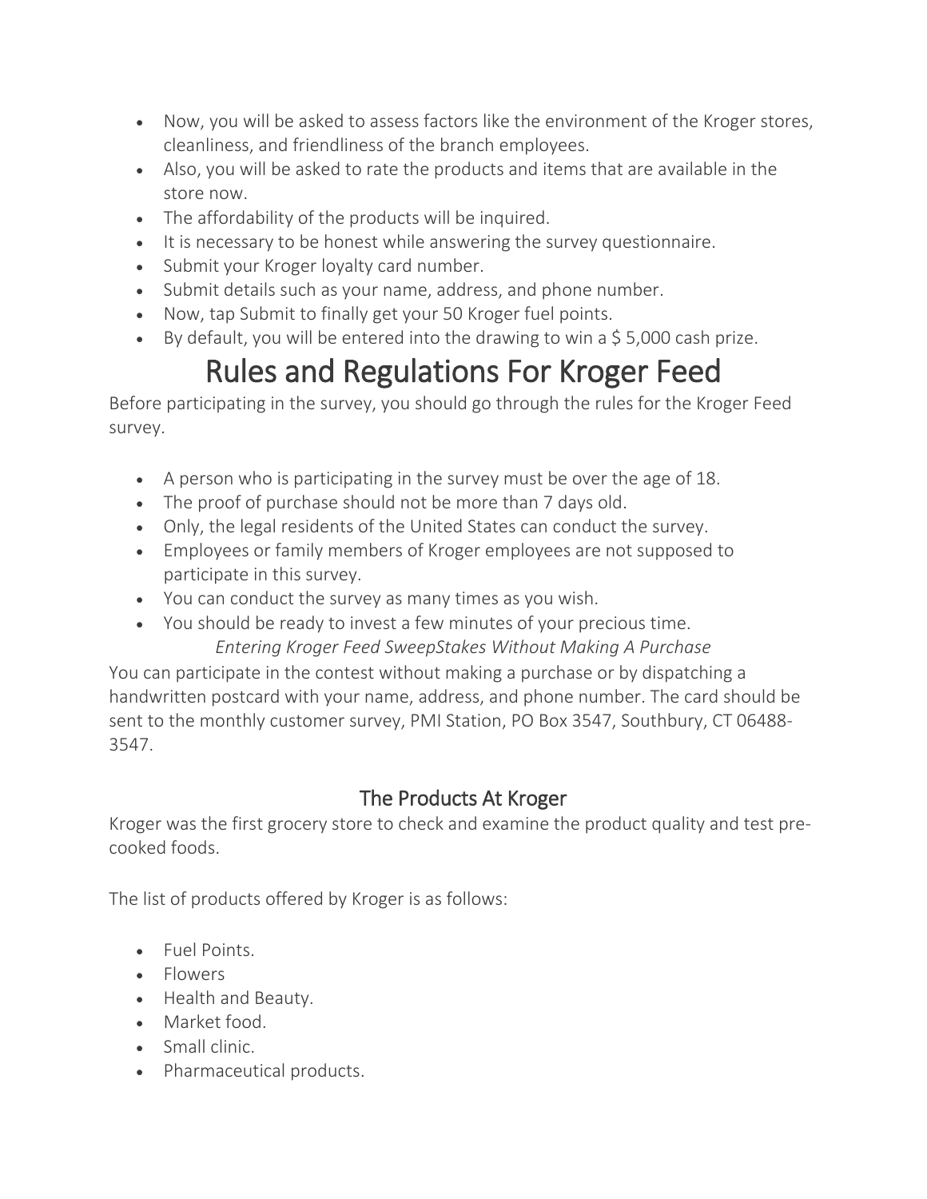- Now, you will be asked to assess factors like the environment of the Kroger stores, cleanliness, and friendliness of the branch employees.
- Also, you will be asked to rate the products and items that are available in the store now.
- The affordability of the products will be inquired.
- It is necessary to be honest while answering the survey questionnaire.
- Submit your Kroger loyalty card number.
- Submit details such as your name, address, and phone number.
- Now, tap Submit to finally get your 50 Kroger fuel points.
- By default, you will be entered into the drawing to win a $ 5,000 cash prize.

# Rules and Regulations For Kroger Feed

Before participating in the survey, you should go through the rules for the Kroger Feed survey.

- A person who is participating in the survey must be over the age of 18.
- The proof of purchase should not be more than 7 days old.
- Only, the legal residents of the United States can conduct the survey.
- Employees or family members of Kroger employees are not supposed to participate in this survey.
- You can conduct the survey as many times as you wish.
- You should be ready to invest a few minutes of your precious time.

*Entering Kroger Feed SweepStakes Without Making A Purchase*

You can participate in the contest without making a purchase or by dispatching a handwritten postcard with your name, address, and phone number. The card should be sent to the monthly customer survey, PMI Station, PO Box 3547, Southbury, CT 06488-3547.

## The Products At Kroger

Kroger was the first grocery store to check and examine the product quality and test pre-cooked foods.

The list of products offered by Kroger is as follows:

- Fuel Points.
- Flowers
- Health and Beauty.
- Market food.
- Small clinic.
- Pharmaceutical products.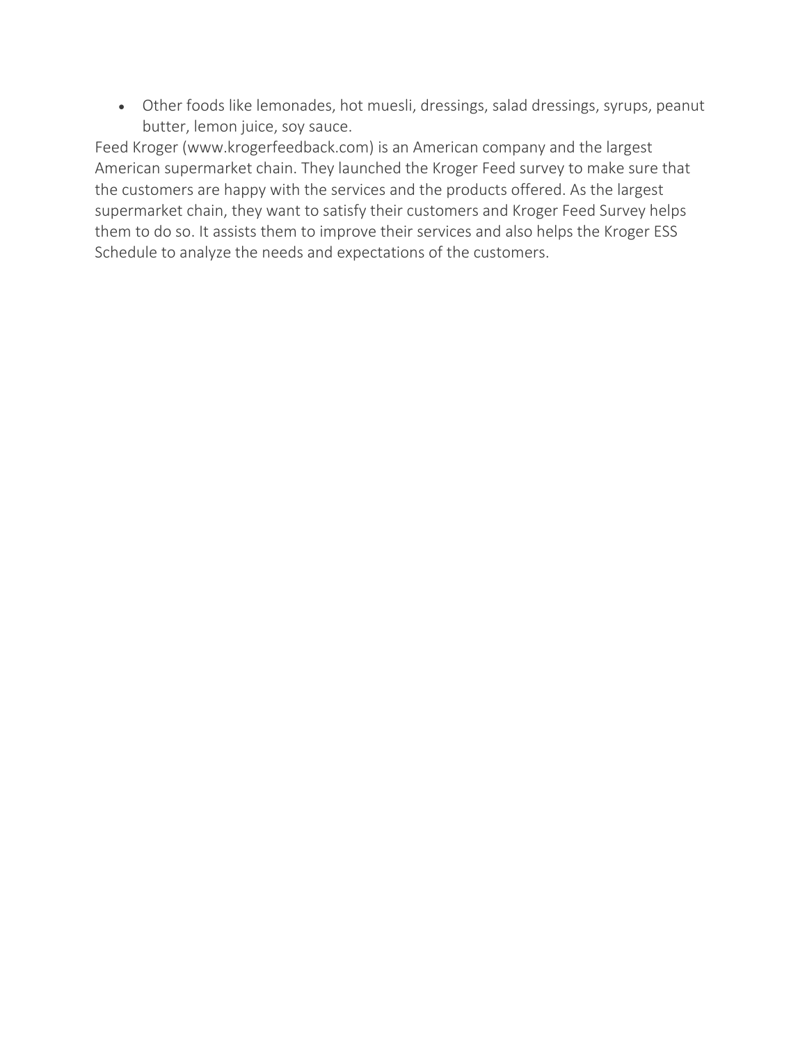- Other foods like lemonades, hot muesli, dressings, salad dressings, syrups, peanut butter, lemon juice, soy sauce.

Feed Kroger (www.krogerfeedback.com) is an American company and the largest American supermarket chain. They launched the Kroger Feed survey to make sure that the customers are happy with the services and the products offered. As the largest supermarket chain, they want to satisfy their customers and Kroger Feed Survey helps them to do so. It assists them to improve their services and also helps the Kroger ESS Schedule to analyze the needs and expectations of the customers.